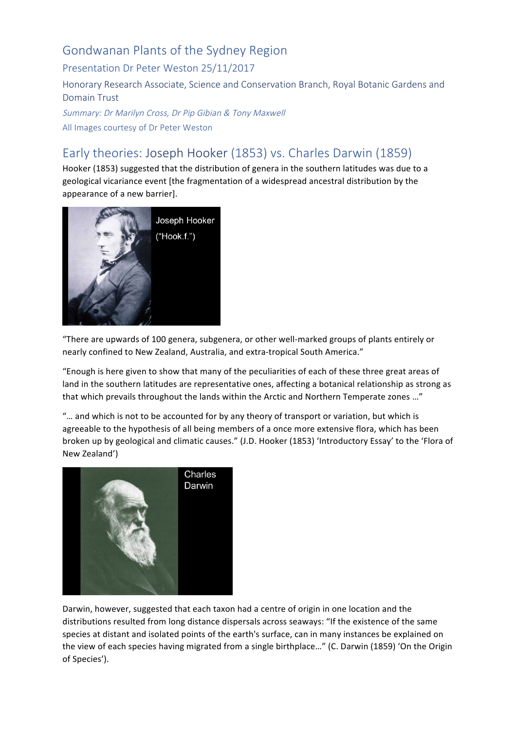# Gondwanan Plants of the Sydney Region

## Presentation Dr Peter Weston 25/11/2017

Honorary Research Associate, Science and Conservation Branch, Royal Botanic Gardens and Domain Trust

*Summary: Dr Marilyn Cross, Dr Pip Gibian & Tony Maxwell*

All Images courtesy of Dr Peter Weston

## Early theories: Joseph Hooker (1853) vs. Charles Darwin (1859)

Hooker (1853) suggested that the distribution of genera in the southern latitudes was due to a geological vicariance event [the fragmentation of a widespread ancestral distribution by the appearance of a new barrier].

Joseph Hooker ("Hook.f.")

"There are upwards of 100 genera, subgenera, or other well-marked groups of plants entirely or nearly confined to New Zealand, Australia, and extra-tropical South America."

"Enough is here given to show that many of the peculiarities of each of these three great areas of land in the southern latitudes are representative ones, affecting a botanical relationship as strong as that which prevails throughout the lands within the Arctic and Northern Temperate zones …"

"… and which is not to be accounted for by any theory of transport or variation, but which is agreeable to the hypothesis of all being members of a once more extensive flora, which has been broken up by geological and climatic causes." (J.D. Hooker (1853) 'Introductory Essay' to the 'Flora of New Zealand')

Charles Darwin

Darwin, however, suggested that each taxon had a centre of origin in one location and the distributions resulted from long distance dispersals across seaways: "If the existence of the same species at distant and isolated points of the earth's surface, can in many instances be explained on the view of each species having migrated from a single birthplace…" (C. Darwin (1859) 'On the Origin of Species').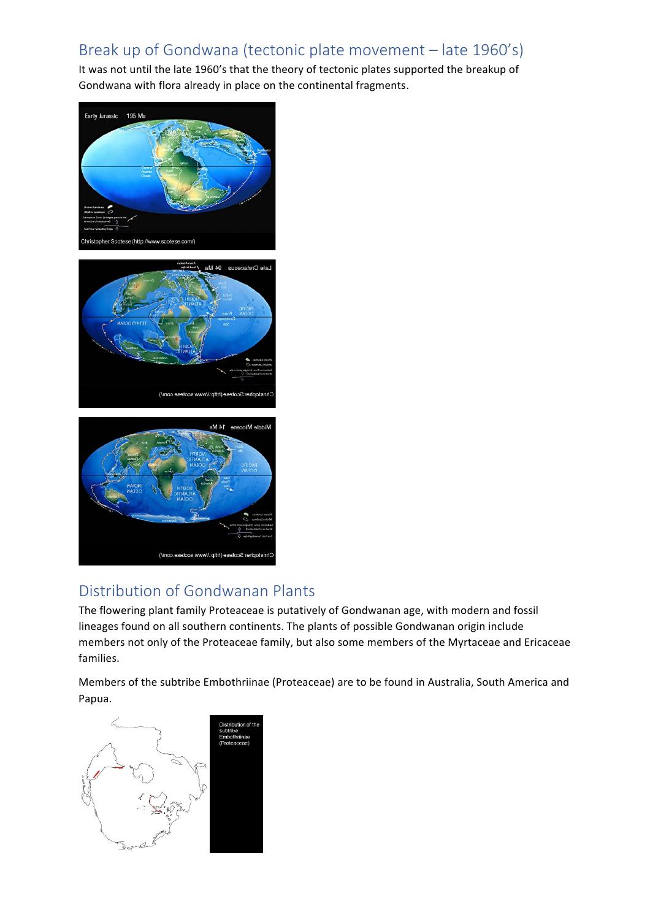## Break up of Gondwana (tectonic plate movement – late 1960's)

It was not until the late 1960's that the theory of tectonic plates supported the breakup of Gondwana with flora already in place on the continental fragments.

## Distribution of Gondwanan Plants

The flowering plant family Proteaceae is putatively of Gondwanan age, with modern and fossil lineages found on all southern continents. The plants of possible Gondwanan origin include members not only of the Proteaceae family, but also some members of the Myrtaceae and Ericaceae families.

Members of the subtribe Embothriinae (Proteaceae) are to be found in Australia, South America and Papua.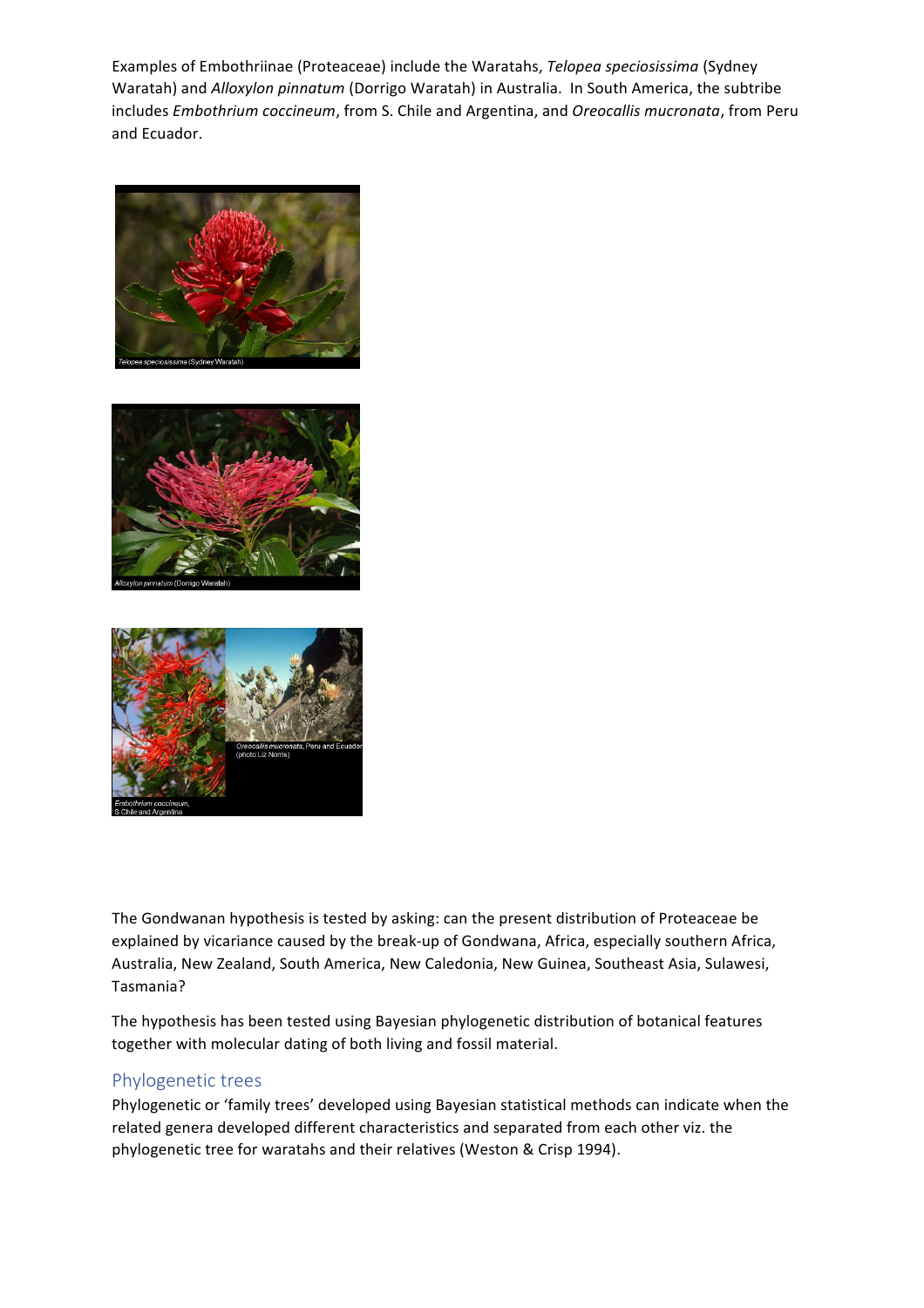Examples of Embothriinae (Proteaceae) include the Waratahs, *Telopea speciosissima* (Sydney Waratah) and *Alloxylon pinnatum* (Dorrigo Waratah) in Australia. In South America, the subtribe includes *Embothrium coccineum*, from S. Chile and Argentina, and *Oreocallis mucronata*, from Peru and Ecuador.

*Telopea speciosissima* (Sydney Waratah)

*Alloxylon pinnatum* (Dorrigo Waratah)

*Oreocallis mucronata*, Peru and Ecuador (photo Liz Norris)

*Embothrium coccineum*, S Chile and Argentina

The Gondwanan hypothesis is tested by asking: can the present distribution of Proteaceae be explained by vicariance caused by the break-up of Gondwana, Africa, especially southern Africa, Australia, New Zealand, South America, New Caledonia, New Guinea, Southeast Asia, Sulawesi, Tasmania?

The hypothesis has been tested using Bayesian phylogenetic distribution of botanical features together with molecular dating of both living and fossil material.

## Phylogenetic trees

Phylogenetic or 'family trees' developed using Bayesian statistical methods can indicate when the related genera developed different characteristics and separated from each other viz. the phylogenetic tree for waratahs and their relatives (Weston & Crisp 1994).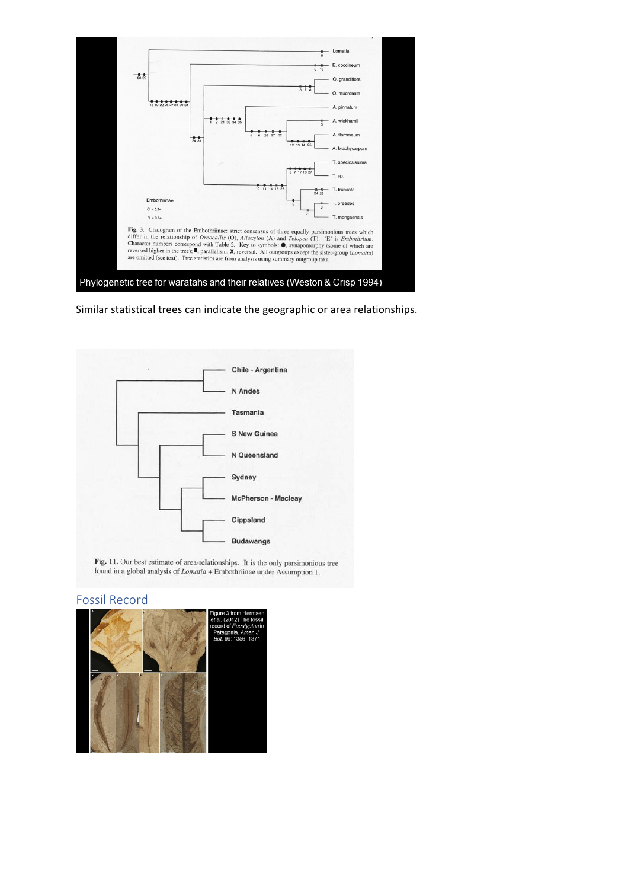Phylogenetic tree for waratahs and their relatives (Weston & Crisp 1994)

Similar statistical trees can indicate the geographic or area relationships.

Fig. 11. Our best estimate of area-relationships. It is the only parsimonious tree found in a global analysis of *Lomatia* + Embothriinae under Assumption 1.

## Fossil Record

Figure 3 from Hermsen *et al.* (2012) The fossil record of *Eucalyptus* in Patagonia. *Amer. J. Bot.* 99: 1356–1374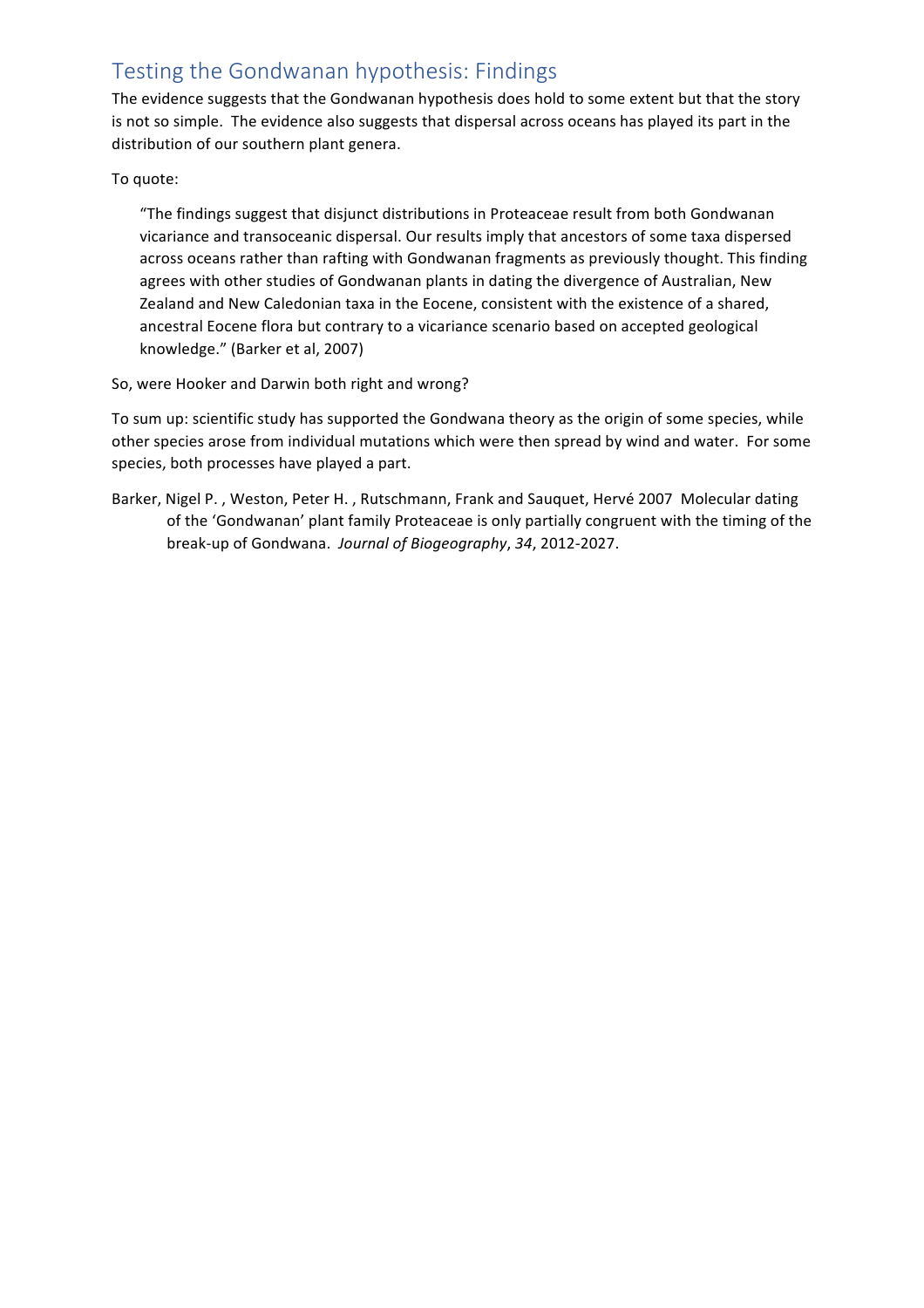## Testing the Gondwanan hypothesis: Findings

The evidence suggests that the Gondwanan hypothesis does hold to some extent but that the story is not so simple. The evidence also suggests that dispersal across oceans has played its part in the distribution of our southern plant genera.

To quote:

> "The findings suggest that disjunct distributions in Proteaceae result from both Gondwanan vicariance and transoceanic dispersal. Our results imply that ancestors of some taxa dispersed across oceans rather than rafting with Gondwanan fragments as previously thought. This finding agrees with other studies of Gondwanan plants in dating the divergence of Australian, New Zealand and New Caledonian taxa in the Eocene, consistent with the existence of a shared, ancestral Eocene flora but contrary to a vicariance scenario based on accepted geological knowledge." (Barker et al, 2007)

So, were Hooker and Darwin both right and wrong?

To sum up: scientific study has supported the Gondwana theory as the origin of some species, while other species arose from individual mutations which were then spread by wind and water. For some species, both processes have played a part.

Barker, Nigel P. , Weston, Peter H. , Rutschmann, Frank and Sauquet, Hervé 2007 Molecular dating of the 'Gondwanan' plant family Proteaceae is only partially congruent with the timing of the break-up of Gondwana. *Journal of Biogeography*, *34*, 2012-2027.